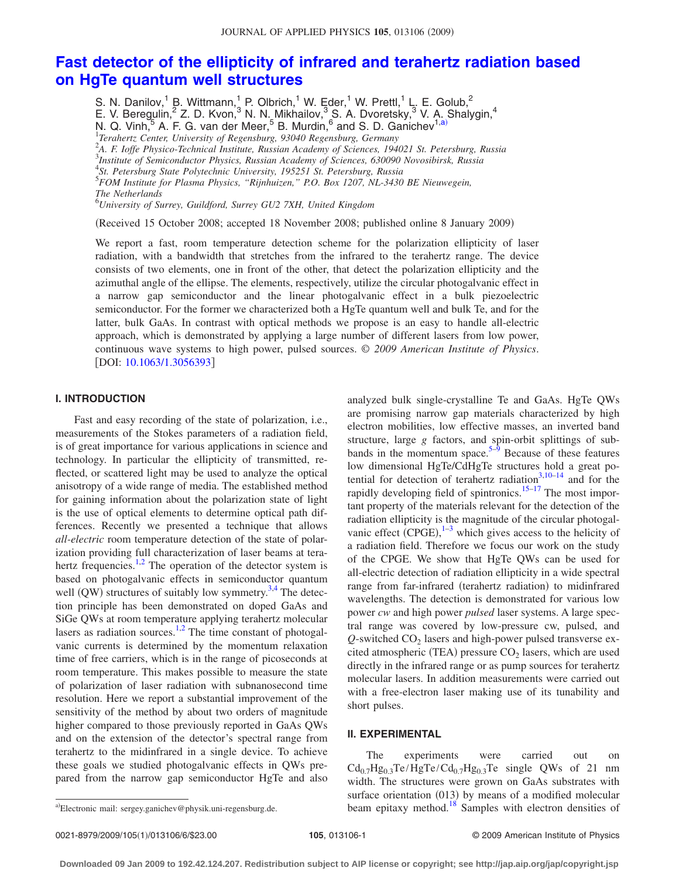# Fast detector of the ellipticity of infrared and terahertz radiation based on HgTe quantum well structures

S. N. Danilov,[1] B. Wittmann,[1] P. Olbrich,[1] W. Eder,[1] W. Prettl,[1] L. E. Golub,[2] E. V. Beregulin,[2] Z. D. Kvon,[3] N. N. Mikhailov,[3] S. A. Dvoretsky,[3] V. A. Shalygin,[4] N. Q. Vinh,[5] A. F. G. van der Meer,[5] B. Murdin,[6] and S. D. Ganichev[1,a)]

[1]*Terahertz Center, University of Regensburg, 93040 Regensburg, Germany*
[2]*A. F. Ioffe Physico-Technical Institute, Russian Academy of Sciences, 194021 St. Petersburg, Russia*
[3]*Institute of Semiconductor Physics, Russian Academy of Sciences, 630090 Novosibirsk, Russia*
[4]*St. Petersburg State Polytechnic University, 195251 St. Petersburg, Russia*
[5]*FOM Institute for Plasma Physics, "Rijnhuizen," P.O. Box 1207, NL-3430 BE Nieuwegein, The Netherlands*
[6]*University of Surrey, Guildford, Surrey GU2 7XH, United Kingdom*

(Received 15 October 2008; accepted 18 November 2008; published online 8 January 2009)

We report a fast, room temperature detection scheme for the polarization ellipticity of laser radiation, with a bandwidth that stretches from the infrared to the terahertz range. The device consists of two elements, one in front of the other, that detect the polarization ellipticity and the azimuthal angle of the ellipse. The elements, respectively, utilize the circular photogalvanic effect in a narrow gap semiconductor and the linear photogalvanic effect in a bulk piezoelectric semiconductor. For the former we characterized both a HgTe quantum well and bulk Te, and for the latter, bulk GaAs. In contrast with optical methods we propose is an easy to handle all-electric approach, which is demonstrated by applying a large number of different lasers from low power, continuous wave systems to high power, pulsed sources. © *2009 American Institute of Physics*. [DOI: 10.1063/1.3056393]

## I. INTRODUCTION

Fast and easy recording of the state of polarization, i.e., measurements of the Stokes parameters of a radiation field, is of great importance for various applications in science and technology. In particular the ellipticity of transmitted, reflected, or scattered light may be used to analyze the optical anisotropy of a wide range of media. The established method for gaining information about the polarization state of light is the use of optical elements to determine optical path differences. Recently we presented a technique that allows *all-electric* room temperature detection of the state of polarization providing full characterization of laser beams at terahertz frequencies.[1,2] The operation of the detector system is based on photogalvanic effects in semiconductor quantum well (QW) structures of suitably low symmetry.[3,4] The detection principle has been demonstrated on doped GaAs and SiGe QWs at room temperature applying terahertz molecular lasers as radiation sources.[1,2] The time constant of photogalvanic currents is determined by the momentum relaxation time of free carriers, which is in the range of picoseconds at room temperature. This makes possible to measure the state of polarization of laser radiation with subnanosecond time resolution. Here we report a substantial improvement of the sensitivity of the method by about two orders of magnitude higher compared to those previously reported in GaAs QWs and on the extension of the detector's spectral range from terahertz to the midinfrared in a single device. To achieve these goals we studied photogalvanic effects in QWs prepared from the narrow gap semiconductor HgTe and also analyzed bulk single-crystalline Te and GaAs. HgTe QWs are promising narrow gap materials characterized by high electron mobilities, low effective masses, an inverted band structure, large $g$ factors, and spin-orbit splittings of subbands in the momentum space.[5–9] Because of these features low dimensional HgTe/CdHgTe structures hold a great potential for detection of terahertz radiation[3,10–14] and for the rapidly developing field of spintronics.[15–17] The most important property of the materials relevant for the detection of the radiation ellipticity is the magnitude of the circular photogalvanic effect (CPGE),[1–3] which gives access to the helicity of a radiation field. Therefore we focus our work on the study of the CPGE. We show that HgTe QWs can be used for all-electric detection of radiation ellipticity in a wide spectral range from far-infrared (terahertz radiation) to midinfrared wavelengths. The detection is demonstrated for various low power *cw* and high power *pulsed* laser systems. A large spectral range was covered by low-pressure cw, pulsed, and $Q$-switched $CO_2$ lasers and high-power pulsed transverse excited atmospheric (TEA) pressure $CO_2$ lasers, which are used directly in the infrared range or as pump sources for terahertz molecular lasers. In addition measurements were carried out with a free-electron laser making use of its tunability and short pulses.

## II. EXPERIMENTAL

The experiments were carried out on $Cd_{0.7}Hg_{0.3}Te/HgTe/Cd_{0.7}Hg_{0.3}Te$ single QWs of 21 nm width. The structures were grown on GaAs substrates with surface orientation (013) by means of a modified molecular beam epitaxy method.[18] Samples with electron densities of

a)Electronic mail: sergey.ganichev@physik.uni-regensburg.de.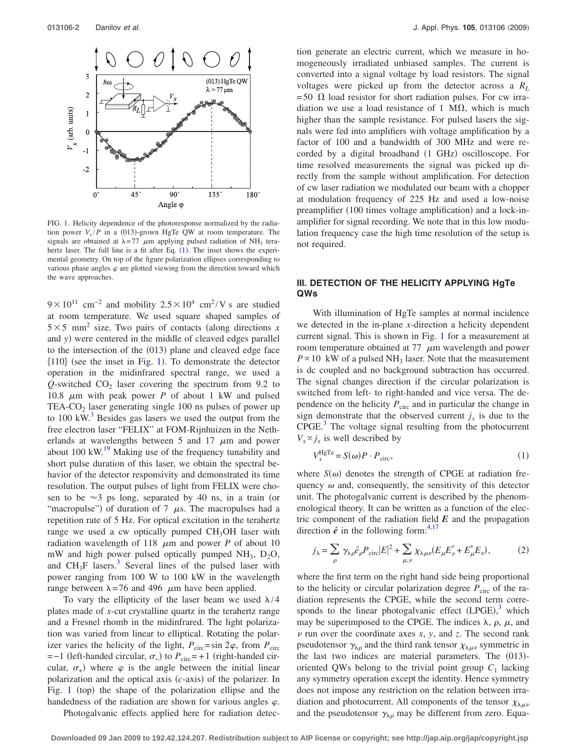FIG. 1. Helicity dependence of the photoresponse normalized by the radiation power $V_x/P$ in a (013)-grown HgTe QW at room temperature. The signals are obtained at $\lambda = 77$ $\mu$m applying pulsed radiation of $NH_3$ terahertz laser. The full line is a fit after Eq. (1). The inset shows the experimental geometry. On top of the figure polarization ellipses corresponding to various phase angles $\varphi$ are plotted viewing from the direction toward which the wave approaches.

$9 \times 10^{11}$ cm$^{-2}$ and mobility $2.5 \times 10^4$ cm$^2$/V s are studied at room temperature. We used square shaped samples of $5 \times 5$ mm$^2$ size. Two pairs of contacts (along directions $x$ and $y$) were centered in the middle of cleaved edges parallel to the intersection of the (013) plane and cleaved edge face {110} (see the inset in Fig. 1). To demonstrate the detector operation in the midinfrared spectral range, we used a $Q$-switched $CO_2$ laser covering the spectrum from 9.2 to 10.8 $\mu$m with peak power $P$ of about 1 kW and pulsed TEA-$CO_2$ laser generating single 100 ns pulses of power up to 100 kW.[3] Besides gas lasers we used the output from the free electron laser "FELIX" at FOM-Rijnhuizen in the Netherlands at wavelengths between 5 and 17 $\mu$m and power about 100 kW.[19] Making use of the frequency tunability and short pulse duration of this laser, we obtain the spectral behavior of the detector responsivity and demonstrated its time resolution. The output pulses of light from FELIX were chosen to be $\approx 3$ ps long, separated by 40 ns, in a train (or "macropulse") of duration of 7 $\mu$s. The macropulses had a repetition rate of 5 Hz. For optical excitation in the terahertz range we used a cw optically pumped $CH_3OH$ laser with radiation wavelength of 118 $\mu$m and power $P$ of about 10 mW and high power pulsed optically pumped $NH_3$, $D_2O$, and $CH_3F$ lasers.[3] Several lines of the pulsed laser with power ranging from 100 W to 100 kW in the wavelength range between $\lambda = 76$ and 496 $\mu$m have been applied.

To vary the ellipticity of the laser beam we used $\lambda/4$ plates made of $x$-cut crystalline quartz in the terahertz range and a Fresnel rhomb in the midinfrared. The light polarization was varied from linear to elliptical. Rotating the polarizer varies the helicity of the light, $P_{\text{circ}} = \sin 2\varphi$, from $P_{\text{circ}} = -1$ (left-handed circular, $\sigma_-$) to $P_{\text{circ}} = +1$ (right-handed circular, $\sigma_+$) where $\varphi$ is the angle between the initial linear polarization and the optical axis ($c$-axis) of the polarizer. In Fig. 1 (top) the shape of the polarization ellipse and the handedness of the radiation are shown for various angles $\varphi$.

Photogalvanic effects applied here for radiation detection generate an electric current, which we measure in homogeneously irradiated unbiased samples. The current is converted into a signal voltage by load resistors. The signal voltages were picked up from the detector across a $R_L = 50$ $\Omega$ load resistor for short radiation pulses. For cw irradiation we use a load resistance of 1 M$\Omega$, which is much higher than the sample resistance. For pulsed lasers the signals were fed into amplifiers with voltage amplification by a factor of 100 and a bandwidth of 300 MHz and were recorded by a digital broadband (1 GHz) oscilloscope. For time resolved measurements the signal was picked up directly from the sample without amplification. For detection of cw laser radiation we modulated our beam with a chopper at modulation frequency of 225 Hz and used a low-noise preamplifier (100 times voltage amplification) and a lock-in-amplifier for signal recording. We note that in this low modulation frequency case the high time resolution of the setup is not required.

## III. DETECTION OF THE HELICITY APPLYING HgTe QWs

With illumination of HgTe samples at normal incidence we detected in the in-plane $x$-direction a helicity dependent current signal. This is shown in Fig. 1 for a measurement at room temperature obtained at 77 $\mu$m wavelength and power $P \propto 10$ kW of a pulsed $NH_3$ laser. Note that the measurement is dc coupled and no background subtraction has occurred. The signal changes direction if the circular polarization is switched from left- to right-handed and vice versa. The dependence on the helicity $P_{\text{circ}}$ and in particular the change in sign demonstrate that the observed current $j_x$ is due to the CPGE.[3] The voltage signal resulting from the photocurrent $V_x \propto j_x$ is well described by

$$V_x^{\text{HgTe}} = S(\omega) P \cdot P_{\text{circ}}, \tag{1}$$

where $S(\omega)$ denotes the strength of CPGE at radiation frequency $\omega$ and, consequently, the sensitivity of this detector unit. The photogalvanic current is described by the phenomenological theory. It can be written as a function of the electric component of the radiation field $\boldsymbol{E}$ and the propagation direction $\hat{\boldsymbol{e}}$ in the following form:[4,17]

$$j_\lambda = \sum_\rho \gamma_{\lambda\rho} \hat{e}_\rho P_{\text{circ}} |E|^2 + \sum_{\mu,\nu} \chi_{\lambda\mu\nu} (E_\mu E_\nu^* + E_\mu^* E_\nu), \tag{2}$$

where the first term on the right hand side being proportional to the helicity or circular polarization degree $P_{\text{circ}}$ of the radiation represents the CPGE, and the second term corresponds to the linear photogalvanic effect (LPGE),[3] which may be superimposed to the CPGE. The indices $\lambda$, $\rho$, $\mu$, and $\nu$ run over the coordinate axes $x$, $y$, and $z$. The second rank pseudotensor $\gamma_{\lambda\rho}$ and the third rank tensor $\chi_{\lambda\mu\nu}$ symmetric in the last two indices are material parameters. The (013)-oriented QWs belong to the trivial point group $C_1$ lacking any symmetry operation except the identity. Hence symmetry does not impose any restriction on the relation between irradiation and photocurrent. All components of the tensor $\chi_{\lambda\mu\nu}$ and the pseudotensor $\gamma_{\lambda\rho}$ may be different from zero. Equa-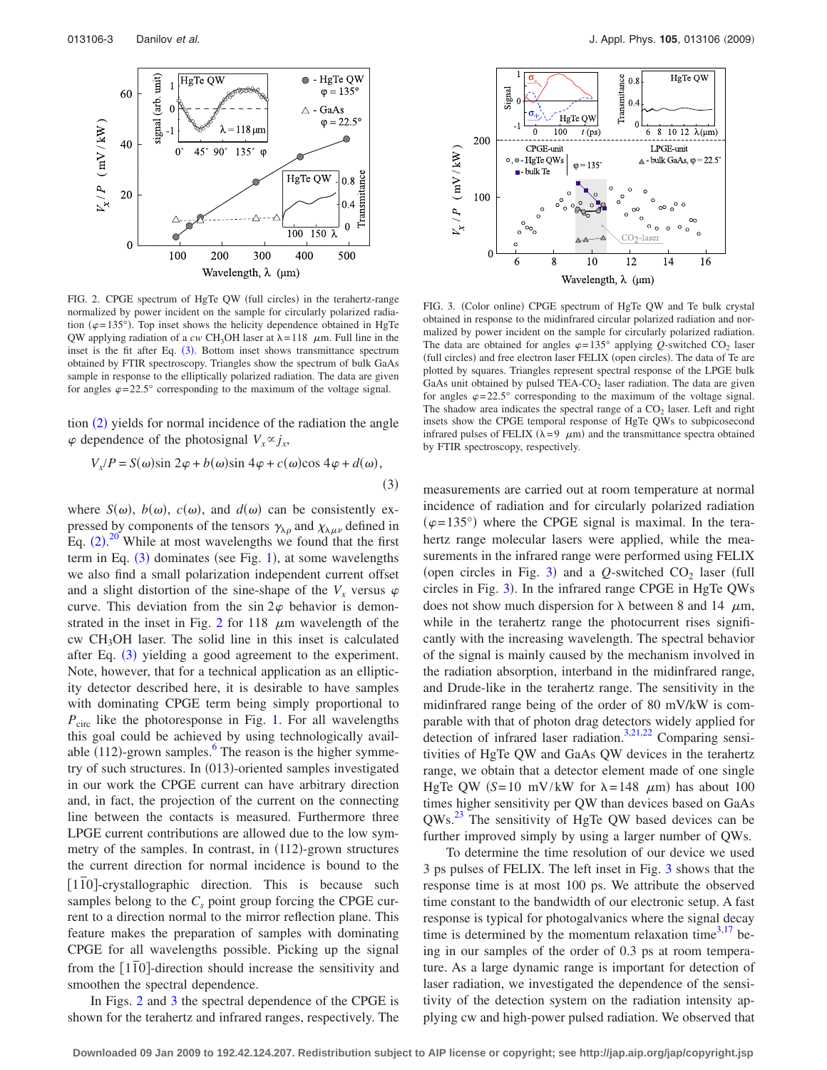FIG. 2. CPGE spectrum of HgTe QW (full circles) in the terahertz-range normalized by power incident on the sample for circularly polarized radiation ($\varphi$=135°). Top inset shows the helicity dependence obtained in HgTe QW applying radiation of a *cw* $CH_3OH$ laser at $\lambda$=118 $\mu$m. Full line in the inset is the fit after Eq. (3). Bottom inset shows transmittance spectrum obtained by FTIR spectroscopy. Triangles show the spectrum of bulk GaAs sample in response to the elliptically polarized radiation. The data are given for angles $\varphi$=22.5° corresponding to the maximum of the voltage signal.

tion (2) yields for normal incidence of the radiation the angle $\varphi$ dependence of the photosignal $V_x \propto j_x$,

$$V_x/P = S(\omega)\sin 2\varphi + b(\omega)\sin 4\varphi + c(\omega)\cos 4\varphi + d(\omega), \tag{3}$$

where $S(\omega)$, $b(\omega)$, $c(\omega)$, and $d(\omega)$ can be consistently expressed by components of the tensors $\gamma_{\lambda\rho}$ and $\chi_{\lambda\mu\nu}$ defined in Eq. (2).[20] While at most wavelengths we found that the first term in Eq. (3) dominates (see Fig. 1), at some wavelengths we also find a small polarization independent current offset and a slight distortion of the sine-shape of the $V_x$ versus $\varphi$ curve. This deviation from the $\sin 2\varphi$ behavior is demonstrated in the inset in Fig. 2 for 118 $\mu$m wavelength of the cw $CH_3OH$ laser. The solid line in this inset is calculated after Eq. (3) yielding a good agreement to the experiment. Note, however, that for a technical application as an ellipticity detector described here, it is desirable to have samples with dominating CPGE term being simply proportional to $P_{circ}$ like the photoresponse in Fig. 1. For all wavelengths this goal could be achieved by using technologically available (112)-grown samples.[6] The reason is the higher symmetry of such structures. In (013)-oriented samples investigated in our work the CPGE current can have arbitrary direction and, in fact, the projection of the current on the connecting line between the contacts is measured. Furthermore three LPGE current contributions are allowed due to the low symmetry of the samples. In contrast, in (112)-grown structures the current direction for normal incidence is bound to the $[1\bar{1}0]$-crystallographic direction. This is because such samples belong to the $C_s$ point group forcing the CPGE current to a direction normal to the mirror reflection plane. This feature makes the preparation of samples with dominating CPGE for all wavelengths possible. Picking up the signal from the $[1\bar{1}0]$-direction should increase the sensitivity and smoothen the spectral dependence.

In Figs. 2 and 3 the spectral dependence of the CPGE is shown for the terahertz and infrared ranges, respectively. The measurements are carried out at room temperature at normal incidence of radiation and for circularly polarized radiation ($\varphi$=135°) where the CPGE signal is maximal. In the terahertz range molecular lasers were applied, while the measurements in the infrared range were performed using FELIX (open circles in Fig. 3) and a *Q*-switched $CO_2$ laser (full circles in Fig. 3). In the infrared range CPGE in HgTe QWs does not show much dispersion for $\lambda$ between 8 and 14 $\mu$m, while in the terahertz range the photocurrent rises significantly with the increasing wavelength. The spectral behavior of the signal is mainly caused by the mechanism involved in the radiation absorption, interband in the midinfrared range, and Drude-like in the terahertz range. The sensitivity in the midinfrared range being of the order of 80 mV/kW is comparable with that of photon drag detectors widely applied for detection of infrared laser radiation.[3,21,22] Comparing sensitivities of HgTe QW and GaAs QW devices in the terahertz range, we obtain that a detector element made of one single HgTe QW ($S$=10 mV/kW for $\lambda$=148 $\mu$m) has about 100 times higher sensitivity per QW than devices based on GaAs QWs.[23] The sensitivity of HgTe QW based devices can be further improved simply by using a larger number of QWs.

FIG. 3. (Color online) CPGE spectrum of HgTe QW and Te bulk crystal obtained in response to the midinfrared circular polarized radiation and normalized by power incident on the sample for circularly polarized radiation. The data are obtained for angles $\varphi$=135° applying *Q*-switched $CO_2$ laser (full circles) and free electron laser FELIX (open circles). The data of Te are plotted by squares. Triangles represent spectral response of the LPGE bulk GaAs unit obtained by pulsed TEA-$CO_2$ laser radiation. The data are given for angles $\varphi$=22.5° corresponding to the maximum of the voltage signal. The shadow area indicates the spectral range of a $CO_2$ laser. Left and right insets show the CPGE temporal response of HgTe QWs to subpicosecond infrared pulses of FELIX ($\lambda$=9 $\mu$m) and the transmittance spectra obtained by FTIR spectroscopy, respectively.

To determine the time resolution of our device we used 3 ps pulses of FELIX. The left inset in Fig. 3 shows that the response time is at most 100 ps. We attribute the observed time constant to the bandwidth of our electronic setup. A fast response is typical for photogalvanics where the signal decay time is determined by the momentum relaxation time[3,17] being in our samples of the order of 0.3 ps at room temperature. As a large dynamic range is important for detection of laser radiation, we investigated the dependence of the sensitivity of the detection system on the radiation intensity applying cw and high-power pulsed radiation. We observed that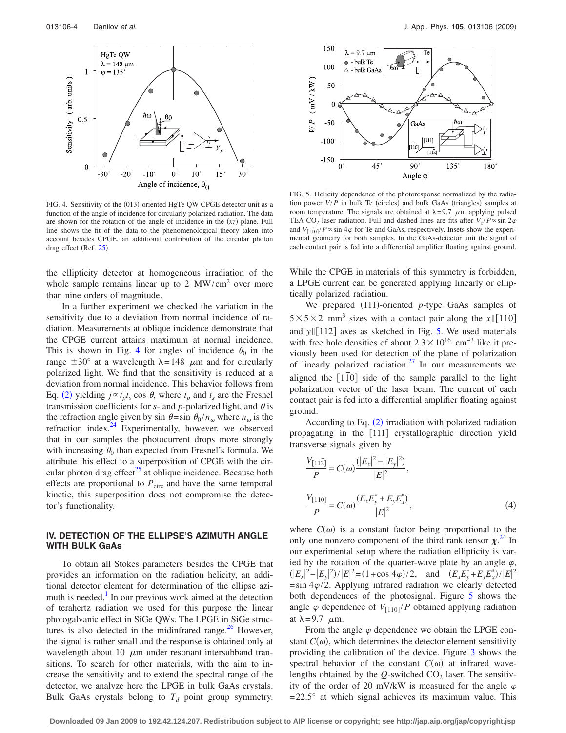FIG. 4. Sensitivity of the (013)-oriented HgTe QW CPGE-detector unit as a function of the angle of incidence for circularly polarized radiation. The data are shown for the rotation of the angle of incidence in the $(xz)$-plane. Full line shows the fit of the data to the phenomenological theory taken into account besides CPGE, an additional contribution of the circular photon drag effect (Ref. 25).

FIG. 5. Helicity dependence of the photoresponse normalized by the radiation power $V/P$ in bulk Te (circles) and bulk GaAs (triangles) samples at room temperature. The signals are obtained at $\lambda = 9.7$ $\mu$m applying pulsed TEA $CO_2$ laser radiation. Full and dashed lines are fits after $V_z/P \propto \sin 2\varphi$ and $V_{[1\bar{1}0]}/P \propto \sin 4\varphi$ for Te and GaAs, respectively. Insets show the experimental geometry for both samples. In the GaAs-detector unit the signal of each contact pair is fed into a differential amplifier floating against ground.

the ellipticity detector at homogeneous irradiation of the whole sample remains linear up to 2 MW/cm$^2$ over more than nine orders of magnitude.

In a further experiment we checked the variation in the sensitivity due to a deviation from normal incidence of radiation. Measurements at oblique incidence demonstrate that the CPGE current attains maximum at normal incidence. This is shown in Fig. 4 for angles of incidence $\theta_0$ in the range $\pm 30°$ at a wavelength $\lambda = 148$ $\mu$m and for circularly polarized light. We find that the sensitivity is reduced at a deviation from normal incidence. This behavior follows from Eq. (2) yielding $j \propto t_p t_s \cos\theta$, where $t_p$ and $t_s$ are the Fresnel transmission coefficients for $s$- and $p$-polarized light, and $\theta$ is the refraction angle given by $\sin\theta = \sin\theta_0 / n_\omega$ where $n_\omega$ is the refraction index.[24] Experimentally, however, we observed that in our samples the photocurrent drops more strongly with increasing $\theta_0$ than expected from Fresnel's formula. We attribute this effect to a superposition of CPGE with the circular photon drag effect[25] at oblique incidence. Because both effects are proportional to $P_{\text{circ}}$ and have the same temporal kinetic, this superposition does not compromise the detector's functionality.

## IV. DETECTION OF THE ELLIPSE'S AZIMUTH ANGLE WITH BULK GaAs

To obtain all Stokes parameters besides the CPGE that provides an information on the radiation helicity, an additional detector element for determination of the ellipse azimuth is needed.[1] In our previous work aimed at the detection of terahertz radiation we used for this purpose the linear photogalvanic effect in SiGe QWs. The LPGE in SiGe structures is also detected in the midinfrared range.[26] However, the signal is rather small and the response is obtained only at wavelength about 10 $\mu$m under resonant intersubband transitions. To search for other materials, with the aim to increase the sensitivity and to extend the spectral range of the detector, we analyze here the LPGE in bulk GaAs crystals. Bulk GaAs crystals belong to $T_d$ point group symmetry. While the CPGE in materials of this symmetry is forbidden, a LPGE current can be generated applying linearly or elliptically polarized radiation.

We prepared (111)-oriented $p$-type GaAs samples of $5\times5\times2$ mm$^3$ sizes with a contact pair along the $x \parallel [1\bar{1}0]$ and $y \parallel [11\bar{2}]$ axes as sketched in Fig. 5. We used materials with free hole densities of about $2.3\times10^{16}$ cm$^{-3}$ like it previously been used for detection of the plane of polarization of linearly polarized radiation.[27] In our measurements we aligned the $[1\bar{1}0]$ side of the sample parallel to the light polarization vector of the laser beam. The current of each contact pair is fed into a differential amplifier floating against ground.

According to Eq. (2) irradiation with polarized radiation propagating in the [111] crystallographic direction yield transverse signals given by

$$\frac{V_{[11\bar{2}]}}{P} = C(\omega)\frac{(|E_x|^2 - |E_y|^2)}{|E|^2},$$

$$\frac{V_{[1\bar{1}0]}}{P} = C(\omega)\frac{(E_x E_y^* + E_y E_x^*)}{|E|^2}, \tag{4}$$

where $C(\omega)$ is a constant factor being proportional to the only one nonzero component of the third rank tensor $\boldsymbol{\chi}$.[24] In our experimental setup where the radiation ellipticity is varied by the rotation of the quarter-wave plate by an angle $\varphi$, $(|E_x|^2 - |E_y|^2)/|E|^2 = (1+\cos 4\varphi)/2$, and $(E_x E_y^* + E_y E_x^*)/|E|^2 = \sin 4\varphi/2$. Applying infrared radiation we clearly detected both dependences of the photosignal. Figure 5 shows the angle $\varphi$ dependence of $V_{[1\bar{1}0]}/P$ obtained applying radiation at $\lambda = 9.7$ $\mu$m.

From the angle $\varphi$ dependence we obtain the LPGE constant $C(\omega)$, which determines the detector element sensitivity providing the calibration of the device. Figure 3 shows the spectral behavior of the constant $C(\omega)$ at infrared wavelengths obtained by the $Q$-switched $CO_2$ laser. The sensitivity of the order of 20 mV/kW is measured for the angle $\varphi = 22.5°$ at which signal achieves its maximum value. This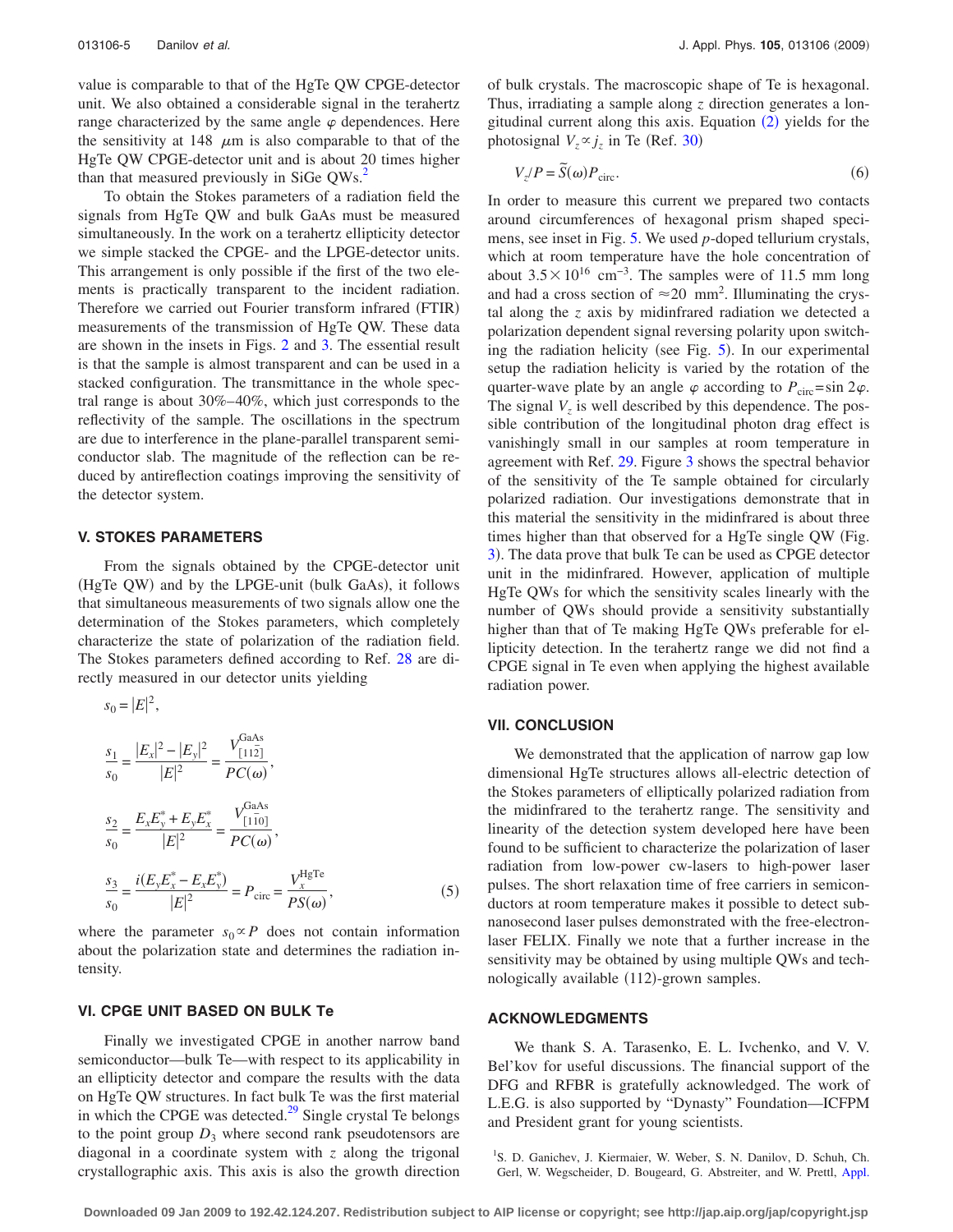value is comparable to that of the HgTe QW CPGE-detector unit. We also obtained a considerable signal in the terahertz range characterized by the same angle $\varphi$ dependences. Here the sensitivity at 148 $\mu$m is also comparable to that of the HgTe QW CPGE-detector unit and is about 20 times higher than that measured previously in SiGe QWs.[2]

To obtain the Stokes parameters of a radiation field the signals from HgTe QW and bulk GaAs must be measured simultaneously. In the work on a terahertz ellipticity detector we simple stacked the CPGE- and the LPGE-detector units. This arrangement is only possible if the first of the two elements is practically transparent to the incident radiation. Therefore we carried out Fourier transform infrared (FTIR) measurements of the transmission of HgTe QW. These data are shown in the insets in Figs. 2 and 3. The essential result is that the sample is almost transparent and can be used in a stacked configuration. The transmittance in the whole spectral range is about 30%–40%, which just corresponds to the reflectivity of the sample. The oscillations in the spectrum are due to interference in the plane-parallel transparent semiconductor slab. The magnitude of the reflection can be reduced by antireflection coatings improving the sensitivity of the detector system.

## V. STOKES PARAMETERS

From the signals obtained by the CPGE-detector unit (HgTe QW) and by the LPGE-unit (bulk GaAs), it follows that simultaneous measurements of two signals allow one the determination of the Stokes parameters, which completely characterize the state of polarization of the radiation field. The Stokes parameters defined according to Ref. 28 are directly measured in our detector units yielding

$$s_0 = |E|^2,$$

$$\frac{s_1}{s_0} = \frac{|E_x|^2 - |E_y|^2}{|E|^2} = \frac{V_{[11\bar{2}]}^{\mathrm{GaAs}}}{PC(\omega)},$$

$$\frac{s_2}{s_0} = \frac{E_x E_y^* + E_y E_x^*}{|E|^2} = \frac{V_{[1\bar{1}0]}^{\mathrm{GaAs}}}{PC(\omega)},$$

$$\frac{s_3}{s_0} = \frac{i(E_y E_x^* - E_x E_y^*)}{|E|^2} = P_{\mathrm{circ}} = \frac{V_x^{\mathrm{HgTe}}}{PS(\omega)}, \tag{5}$$

where the parameter $s_0 \propto P$ does not contain information about the polarization state and determines the radiation intensity.

## VI. CPGE UNIT BASED ON BULK Te

Finally we investigated CPGE in another narrow band semiconductor—bulk Te—with respect to its applicability in an ellipticity detector and compare the results with the data on HgTe QW structures. In fact bulk Te was the first material in which the CPGE was detected.[29] Single crystal Te belongs to the point group $D_3$ where second rank pseudotensors are diagonal in a coordinate system with $z$ along the trigonal crystallographic axis. This axis is also the growth direction of bulk crystals. The macroscopic shape of Te is hexagonal. Thus, irradiating a sample along $z$ direction generates a longitudinal current along this axis. Equation (2) yields for the photosignal $V_z \propto j_z$ in Te (Ref. 30)

$$V_z/P = \tilde{S}(\omega) P_{\mathrm{circ}}. \tag{6}$$

In order to measure this current we prepared two contacts around circumferences of hexagonal prism shaped specimens, see inset in Fig. 5. We used $p$-doped tellurium crystals, which at room temperature have the hole concentration of about $3.5 \times 10^{16}$ cm$^{-3}$. The samples were of 11.5 mm long and had a cross section of $\approx 20$ mm$^2$. Illuminating the crystal along the $z$ axis by midinfrared radiation we detected a polarization dependent signal reversing polarity upon switching the radiation helicity (see Fig. 5). In our experimental setup the radiation helicity is varied by the rotation of the quarter-wave plate by an angle $\varphi$ according to $P_{\mathrm{circ}} = \sin 2\varphi$. The signal $V_z$ is well described by this dependence. The possible contribution of the longitudinal photon drag effect is vanishingly small in our samples at room temperature in agreement with Ref. 29. Figure 3 shows the spectral behavior of the sensitivity of the Te sample obtained for circularly polarized radiation. Our investigations demonstrate that in this material the sensitivity in the midinfrared is about three times higher than that observed for a HgTe single QW (Fig. 3). The data prove that bulk Te can be used as CPGE detector unit in the midinfrared. However, application of multiple HgTe QWs for which the sensitivity scales linearly with the number of QWs should provide a sensitivity substantially higher than that of Te making HgTe QWs preferable for ellipticity detection. In the terahertz range we did not find a CPGE signal in Te even when applying the highest available radiation power.

## VII. CONCLUSION

We demonstrated that the application of narrow gap low dimensional HgTe structures allows all-electric detection of the Stokes parameters of elliptically polarized radiation from the midinfrared to the terahertz range. The sensitivity and linearity of the detection system developed here have been found to be sufficient to characterize the polarization of laser radiation from low-power cw-lasers to high-power laser pulses. The short relaxation time of free carriers in semiconductors at room temperature makes it possible to detect subnanosecond laser pulses demonstrated with the free-electron-laser FELIX. Finally we note that a further increase in the sensitivity may be obtained by using multiple QWs and technologically available (112)-grown samples.

## ACKNOWLEDGMENTS

We thank S. A. Tarasenko, E. L. Ivchenko, and V. V. Bel'kov for useful discussions. The financial support of the DFG and RFBR is gratefully acknowledged. The work of L.E.G. is also supported by "Dynasty" Foundation—ICFPM and President grant for young scientists.

[1] S. D. Ganichev, J. Kiermaier, W. Weber, S. N. Danilov, D. Schuh, Ch. Gerl, W. Wegscheider, D. Bougeard, G. Abstreiter, and W. Prettl, Appl.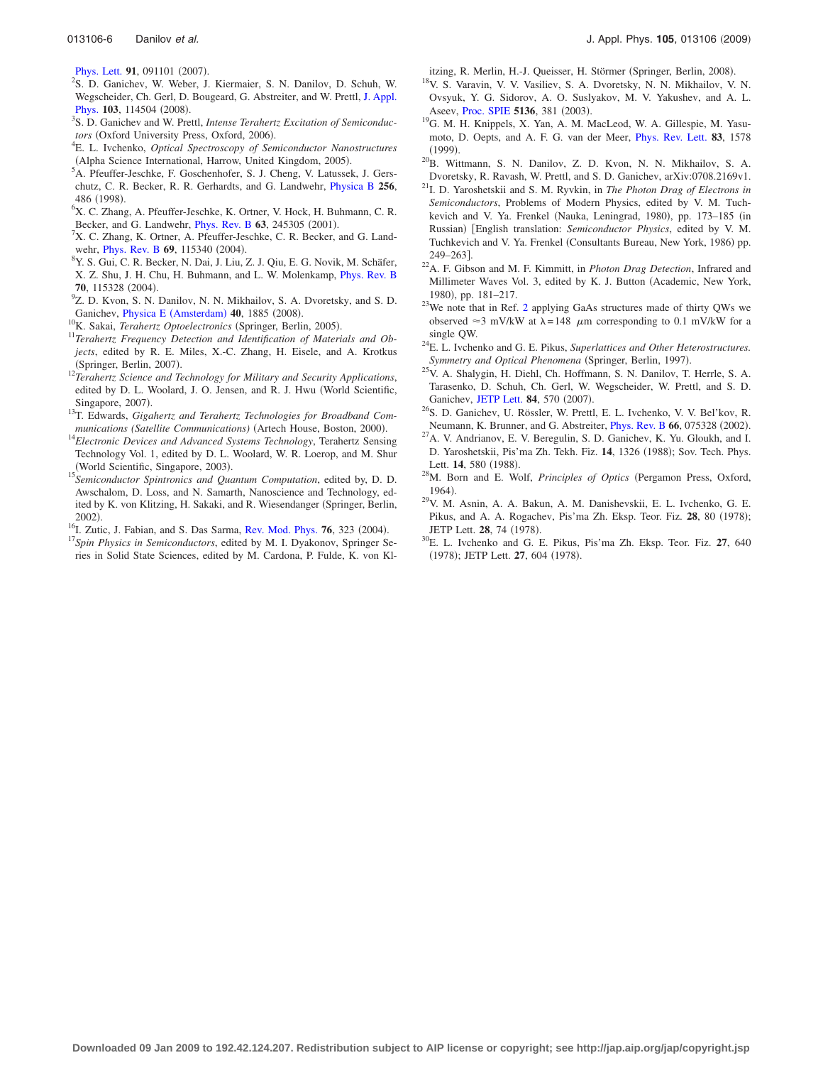Phys. Lett. **91**, 091101 (2007).

[2] S. D. Ganichev, W. Weber, J. Kiermaier, S. N. Danilov, D. Schuh, W. Wegscheider, Ch. Gerl, D. Bougeard, G. Abstreiter, and W. Prettl, J. Appl. Phys. **103**, 114504 (2008).

[3] S. D. Ganichev and W. Prettl, *Intense Terahertz Excitation of Semiconductors* (Oxford University Press, Oxford, 2006).

[4] E. L. Ivchenko, *Optical Spectroscopy of Semiconductor Nanostructures* (Alpha Science International, Harrow, United Kingdom, 2005).

[5] A. Pfeuffer-Jeschke, F. Goschenhofer, S. J. Cheng, V. Latussek, J. Gerschutz, C. R. Becker, R. R. Gerhardts, and G. Landwehr, Physica B **256**, 486 (1998).

[6] X. C. Zhang, A. Pfeuffer-Jeschke, K. Ortner, V. Hock, H. Buhmann, C. R. Becker, and G. Landwehr, Phys. Rev. B **63**, 245305 (2001).

[7] X. C. Zhang, K. Ortner, A. Pfeuffer-Jeschke, C. R. Becker, and G. Landwehr, Phys. Rev. B **69**, 115340 (2004).

[8] Y. S. Gui, C. R. Becker, N. Dai, J. Liu, Z. J. Qiu, E. G. Novik, M. Schäfer, X. Z. Shu, J. H. Chu, H. Buhmann, and L. W. Molenkamp, Phys. Rev. B **70**, 115328 (2004).

[9] Z. D. Kvon, S. N. Danilov, N. N. Mikhailov, S. A. Dvoretsky, and S. D. Ganichev, Physica E (Amsterdam) **40**, 1885 (2008).

[10] K. Sakai, *Terahertz Optoelectronics* (Springer, Berlin, 2005).

[11] *Terahertz Frequency Detection and Identification of Materials and Objects*, edited by R. E. Miles, X.-C. Zhang, H. Eisele, and A. Krotkus (Springer, Berlin, 2007).

[12] *Terahertz Science and Technology for Military and Security Applications*, edited by D. L. Woolard, J. O. Jensen, and R. J. Hwu (World Scientific, Singapore, 2007).

[13] T. Edwards, *Gigahertz and Terahertz Technologies for Broadband Communications (Satellite Communications)* (Artech House, Boston, 2000).

[14] *Electronic Devices and Advanced Systems Technology*, Terahertz Sensing Technology Vol. 1, edited by D. L. Woolard, W. R. Loerop, and M. Shur (World Scientific, Singapore, 2003).

[15] *Semiconductor Spintronics and Quantum Computation*, edited by, D. D. Awschalom, D. Loss, and N. Samarth, Nanoscience and Technology, edited by K. von Klitzing, H. Sakaki, and R. Wiesendanger (Springer, Berlin, 2002).

[16] I. Zutic, J. Fabian, and S. Das Sarma, Rev. Mod. Phys. **76**, 323 (2004).

[17] *Spin Physics in Semiconductors*, edited by M. I. Dyakonov, Springer Series in Solid State Sciences, edited by M. Cardona, P. Fulde, K. von Klitzing, R. Merlin, H.-J. Queisser, H. Störmer (Springer, Berlin, 2008).

[18] V. S. Varavin, V. V. Vasiliev, S. A. Dvoretsky, N. N. Mikhailov, V. N. Ovsyuk, Y. G. Sidorov, A. O. Suslyakov, M. V. Yakushev, and A. L. Aseev, Proc. SPIE **5136**, 381 (2003).

[19] G. M. H. Knippels, X. Yan, A. M. MacLeod, W. A. Gillespie, M. Yasumoto, D. Oepts, and A. F. G. van der Meer, Phys. Rev. Lett. **83**, 1578 (1999).

[20] B. Wittmann, S. N. Danilov, Z. D. Kvon, N. N. Mikhailov, S. A. Dvoretsky, R. Ravash, W. Prettl, and S. D. Ganichev, arXiv:0708.2169v1.

[21] I. D. Yaroshetskii and S. M. Ryvkin, in *The Photon Drag of Electrons in Semiconductors*, Problems of Modern Physics, edited by V. M. Tuchkevich and V. Ya. Frenkel (Nauka, Leningrad, 1980), pp. 173–185 (in Russian) [English translation: *Semiconductor Physics*, edited by V. M. Tuchkevich and V. Ya. Frenkel (Consultants Bureau, New York, 1986) pp. 249–263].

[22] A. F. Gibson and M. F. Kimmitt, in *Photon Drag Detection*, Infrared and Millimeter Waves Vol. 3, edited by K. J. Button (Academic, New York, 1980), pp. 181–217.

[23] We note that in Ref. 2 applying GaAs structures made of thirty QWs we observed $\approx 3$ mV/kW at $\lambda = 148$ $\mu$m corresponding to 0.1 mV/kW for a single QW.

[24] E. L. Ivchenko and G. E. Pikus, *Superlattices and Other Heterostructures. Symmetry and Optical Phenomena* (Springer, Berlin, 1997).

[25] V. A. Shalygin, H. Diehl, Ch. Hoffmann, S. N. Danilov, T. Herrle, S. A. Tarasenko, D. Schuh, Ch. Gerl, W. Wegscheider, W. Prettl, and S. D. Ganichev, JETP Lett. **84**, 570 (2007).

[26] S. D. Ganichev, U. Rössler, W. Prettl, E. L. Ivchenko, V. V. Bel'kov, R. Neumann, K. Brunner, and G. Abstreiter, Phys. Rev. B **66**, 075328 (2002).

[27] A. V. Andrianov, E. V. Beregulin, S. D. Ganichev, K. Yu. Gloukh, and I. D. Yaroshetskii, Pis'ma Zh. Tekh. Fiz. **14**, 1326 (1988); Sov. Tech. Phys. Lett. **14**, 580 (1988).

[28] M. Born and E. Wolf, *Principles of Optics* (Pergamon Press, Oxford, 1964).

[29] V. M. Asnin, A. A. Bakun, A. M. Danishevskii, E. L. Ivchenko, G. E. Pikus, and A. A. Rogachev, Pis'ma Zh. Eksp. Teor. Fiz. **28**, 80 (1978); JETP Lett. **28**, 74 (1978).

[30] E. L. Ivchenko and G. E. Pikus, Pis'ma Zh. Eksp. Teor. Fiz. **27**, 640 (1978); JETP Lett. **27**, 604 (1978).